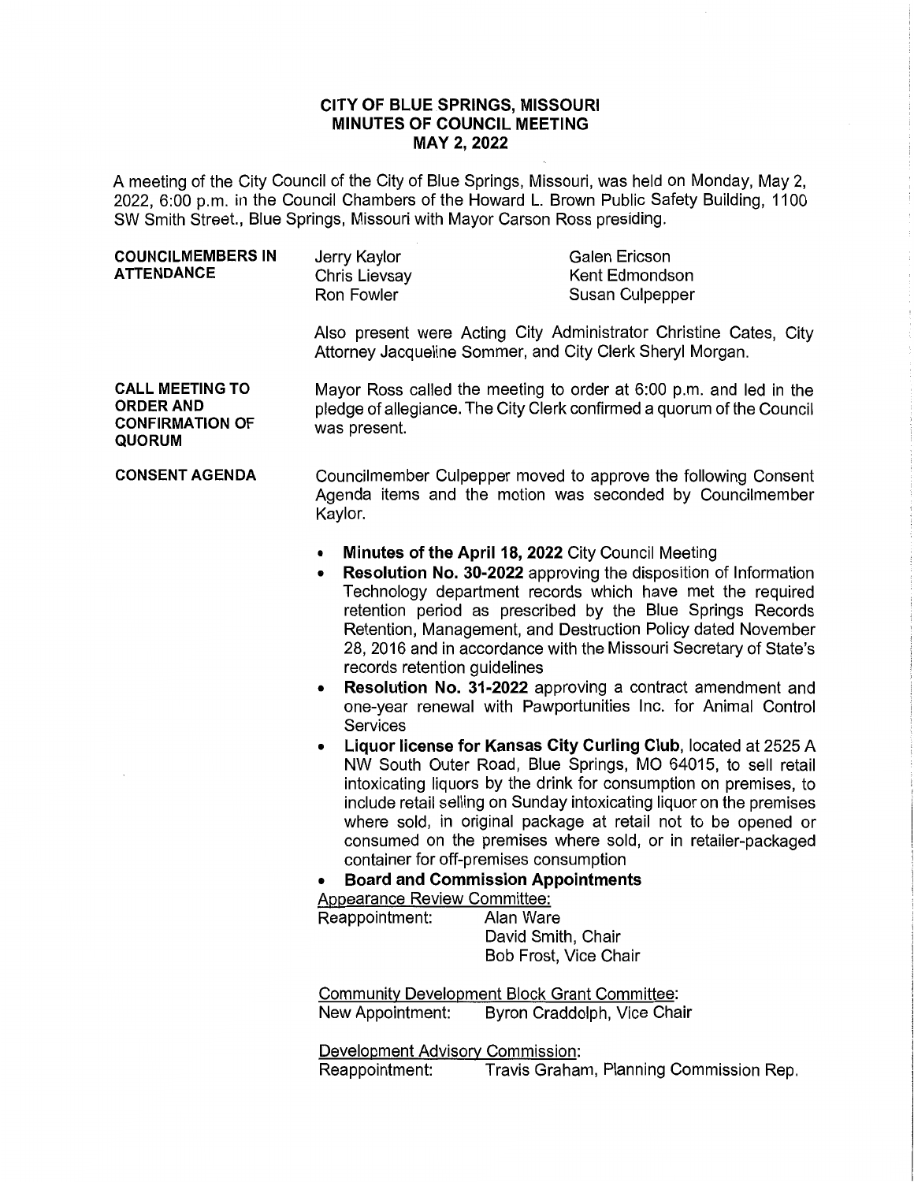# CITY OF BLUE SPRINGS, MISSOURI
## MINUTES OF COUNCIL MEETING
## MAY 2, 2022

A meeting of the City Council of the City of Blue Springs, Missouri, was held on Monday, May 2, 2022, 6:00 p.m. in the Council Chambers of the Howard L. Brown Public Safety Building, 1100 SW Smith Street., Blue Springs, Missouri with Mayor Carson Ross presiding.

**COUNCILMEMBERS IN ATTENDANCE**

Jerry Kaylor
Chris Lievsay
Ron Fowler
Galen Ericson
Kent Edmondson
Susan Culpepper

Also present were Acting City Administrator Christine Cates, City Attorney Jacqueline Sommer, and City Clerk Sheryl Morgan.

**CALL MEETING TO ORDER AND CONFIRMATION OF QUORUM**

Mayor Ross called the meeting to order at 6:00 p.m. and led in the pledge of allegiance. The City Clerk confirmed a quorum of the Council was present.

**CONSENT AGENDA**

Councilmember Culpepper moved to approve the following Consent Agenda items and the motion was seconded by Councilmember Kaylor.

- **Minutes of the April 18, 2022** City Council Meeting
- **Resolution No. 30-2022** approving the disposition of Information Technology department records which have met the required retention period as prescribed by the Blue Springs Records Retention, Management, and Destruction Policy dated November 28, 2016 and in accordance with the Missouri Secretary of State's records retention guidelines
- **Resolution No. 31-2022** approving a contract amendment and one-year renewal with Pawportunities Inc. for Animal Control Services
- **Liquor license for Kansas City Curling Club**, located at 2525 A NW South Outer Road, Blue Springs, MO 64015, to sell retail intoxicating liquors by the drink for consumption on premises, to include retail selling on Sunday intoxicating liquor on the premises where sold, in original package at retail not to be opened or consumed on the premises where sold, or in retailer-packaged container for off-premises consumption
- **Board and Commission Appointments**

Appearance Review Committee:
Reappointment: Alan Ware
David Smith, Chair
Bob Frost, Vice Chair

Community Development Block Grant Committee:
New Appointment: Byron Craddolph, Vice Chair

Development Advisory Commission:
Reappointment: Travis Graham, Planning Commission Rep.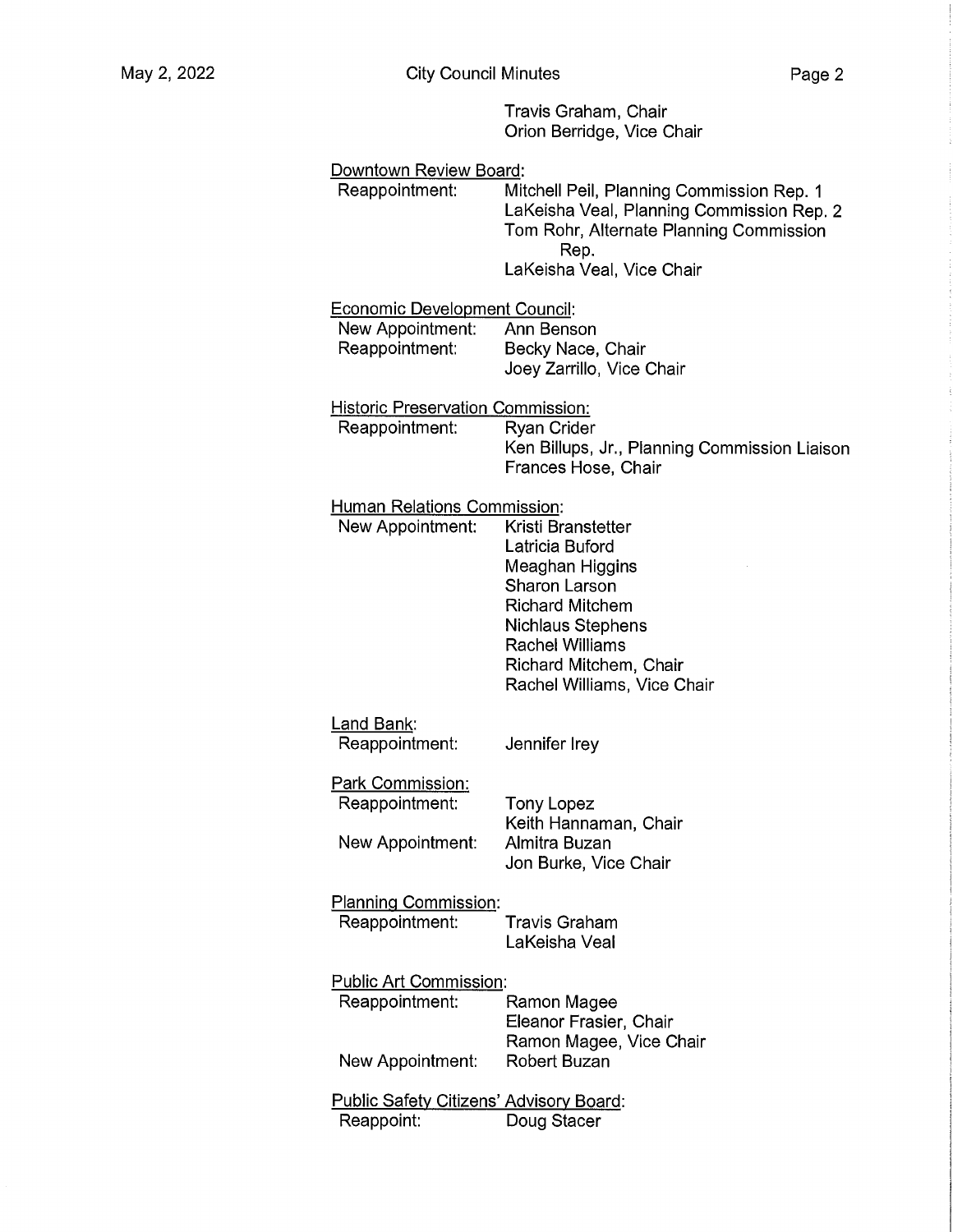Travis Graham, Chair
Orion Berridge, Vice Chair

<u>Downtown Review Board</u>:

Reappointment: Mitchell Peil, Planning Commission Rep. 1
LaKeisha Veal, Planning Commission Rep. 2
Tom Rohr, Alternate Planning Commission Rep.
LaKeisha Veal, Vice Chair

<u>Economic Development Council</u>:

New Appointment: Ann Benson

Reappointment: Becky Nace, Chair
Joey Zarrillo, Vice Chair

<u>Historic Preservation Commission:</u>

Reappointment: Ryan Crider
Ken Billups, Jr., Planning Commission Liaison
Frances Hose, Chair

<u>Human Relations Commission</u>:

New Appointment: Kristi Branstetter
Latricia Buford
Meaghan Higgins
Sharon Larson
Richard Mitchem
Nichlaus Stephens
Rachel Williams
Richard Mitchem, Chair
Rachel Williams, Vice Chair

<u>Land Bank</u>:

Reappointment: Jennifer Irey

<u>Park Commission:</u>

Reappointment: Tony Lopez
Keith Hannaman, Chair

New Appointment: Almitra Buzan
Jon Burke, Vice Chair

<u>Planning Commission</u>:

Reappointment: Travis Graham
LaKeisha Veal

<u>Public Art Commission</u>:

Reappointment: Ramon Magee
Eleanor Frasier, Chair
Ramon Magee, Vice Chair

New Appointment: Robert Buzan

<u>Public Safety Citizens' Advisory Board</u>:

Reappoint: Doug Stacer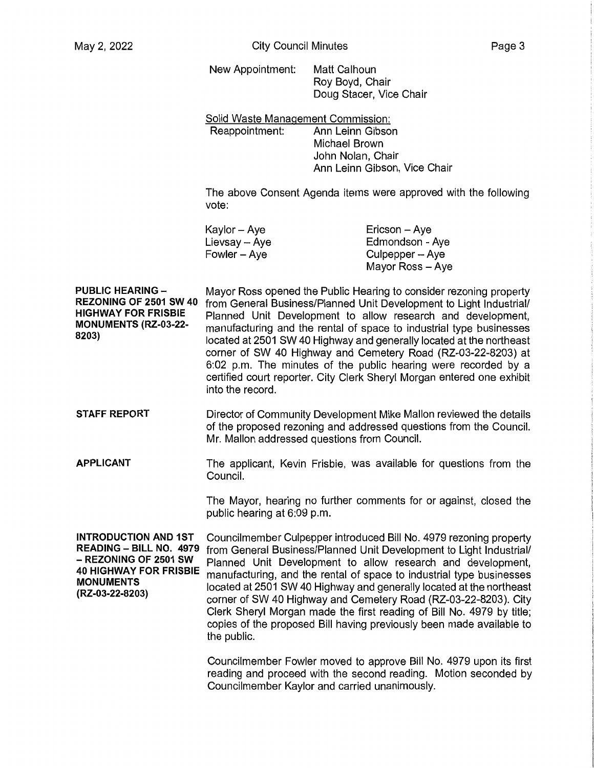New Appointment: Matt Calhoun
Roy Boyd, Chair
Doug Stacer, Vice Chair

Solid Waste Management Commission:
Reappointment: Ann Leinn Gibson
Michael Brown
John Nolan, Chair
Ann Leinn Gibson, Vice Chair

The above Consent Agenda items were approved with the following vote:

| | |
|---|---|
| Kaylor – Aye | Ericson – Aye |
| Lievsay – Aye | Edmondson - Aye |
| Fowler – Aye | Culpepper – Aye |
| | Mayor Ross – Aye |

**PUBLIC HEARING – REZONING OF 2501 SW 40 HIGHWAY FOR FRISBIE MONUMENTS (RZ-03-22-8203)**

Mayor Ross opened the Public Hearing to consider rezoning property from General Business/Planned Unit Development to Light Industrial/ Planned Unit Development to allow research and development, manufacturing and the rental of space to industrial type businesses located at 2501 SW 40 Highway and generally located at the northeast corner of SW 40 Highway and Cemetery Road (RZ-03-22-8203) at 6:02 p.m. The minutes of the public hearing were recorded by a certified court reporter. City Clerk Sheryl Morgan entered one exhibit into the record.

**STAFF REPORT**

Director of Community Development Mike Mallon reviewed the details of the proposed rezoning and addressed questions from the Council. Mr. Mallon addressed questions from Council.

**APPLICANT**

The applicant, Kevin Frisbie, was available for questions from the Council.

The Mayor, hearing no further comments for or against, closed the public hearing at 6:09 p.m.

**INTRODUCTION AND 1ST READING – BILL NO. 4979 – REZONING OF 2501 SW 40 HIGHWAY FOR FRISBIE MONUMENTS (RZ-03-22-8203)**

Councilmember Culpepper introduced Bill No. 4979 rezoning property from General Business/Planned Unit Development to Light Industrial/ Planned Unit Development to allow research and development, manufacturing, and the rental of space to industrial type businesses located at 2501 SW 40 Highway and generally located at the northeast corner of SW 40 Highway and Cemetery Road (RZ-03-22-8203). City Clerk Sheryl Morgan made the first reading of Bill No. 4979 by title; copies of the proposed Bill having previously been made available to the public.

Councilmember Fowler moved to approve Bill No. 4979 upon its first reading and proceed with the second reading. Motion seconded by Councilmember Kaylor and carried unanimously.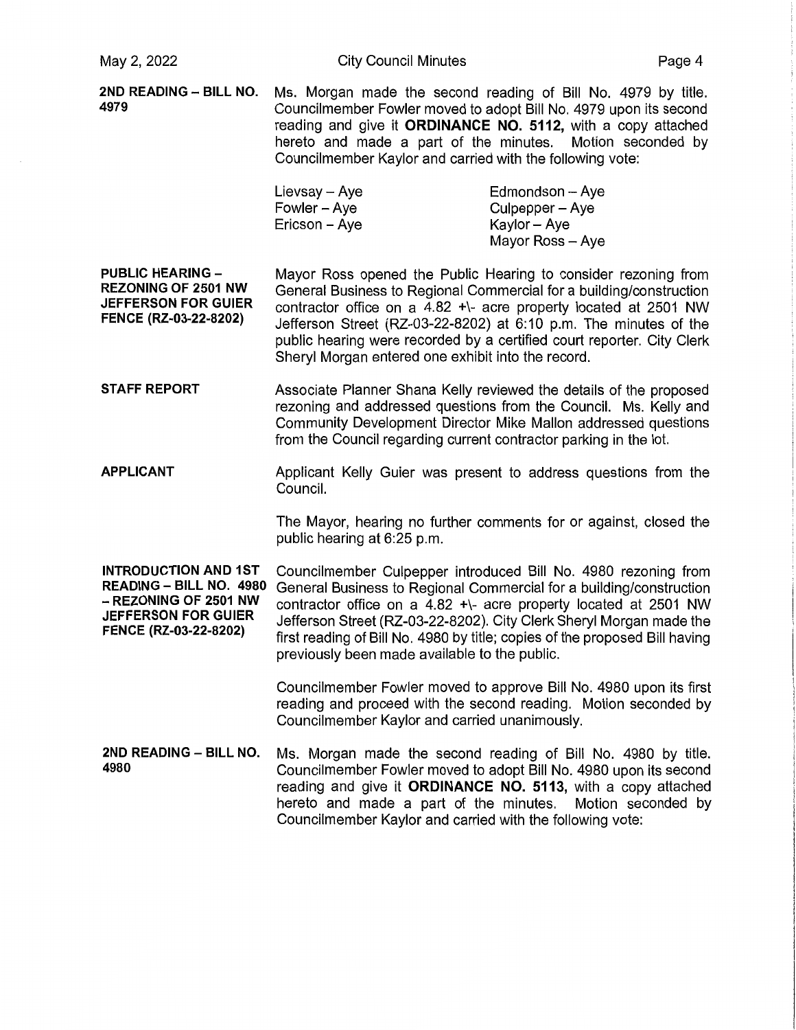**2ND READING – BILL NO. 4979**

Ms. Morgan made the second reading of Bill No. 4979 by title. Councilmember Fowler moved to adopt Bill No. 4979 upon its second reading and give it **ORDINANCE NO. 5112,** with a copy attached hereto and made a part of the minutes. Motion seconded by Councilmember Kaylor and carried with the following vote:

| | |
|---|---|
| Lievsay – Aye | Edmondson – Aye |
| Fowler – Aye | Culpepper – Aye |
| Ericson – Aye | Kaylor – Aye |
| | Mayor Ross – Aye |

**PUBLIC HEARING – REZONING OF 2501 NW JEFFERSON FOR GUIER FENCE (RZ-03-22-8202)**

Mayor Ross opened the Public Hearing to consider rezoning from General Business to Regional Commercial for a building/construction contractor office on a 4.82 +\- acre property located at 2501 NW Jefferson Street (RZ-03-22-8202) at 6:10 p.m. The minutes of the public hearing were recorded by a certified court reporter. City Clerk Sheryl Morgan entered one exhibit into the record.

**STAFF REPORT**

Associate Planner Shana Kelly reviewed the details of the proposed rezoning and addressed questions from the Council. Ms. Kelly and Community Development Director Mike Mallon addressed questions from the Council regarding current contractor parking in the lot.

**APPLICANT**

Applicant Kelly Guier was present to address questions from the Council.

The Mayor, hearing no further comments for or against, closed the public hearing at 6:25 p.m.

**INTRODUCTION AND 1ST READING – BILL NO. 4980 – REZONING OF 2501 NW JEFFERSON FOR GUIER FENCE (RZ-03-22-8202)**

Councilmember Culpepper introduced Bill No. 4980 rezoning from General Business to Regional Commercial for a building/construction contractor office on a 4.82 +\- acre property located at 2501 NW Jefferson Street (RZ-03-22-8202). City Clerk Sheryl Morgan made the first reading of Bill No. 4980 by title; copies of the proposed Bill having previously been made available to the public.

Councilmember Fowler moved to approve Bill No. 4980 upon its first reading and proceed with the second reading. Motion seconded by Councilmember Kaylor and carried unanimously.

**2ND READING – BILL NO. 4980**

Ms. Morgan made the second reading of Bill No. 4980 by title. Councilmember Fowler moved to adopt Bill No. 4980 upon its second reading and give it **ORDINANCE NO. 5113,** with a copy attached hereto and made a part of the minutes. Motion seconded by Councilmember Kaylor and carried with the following vote: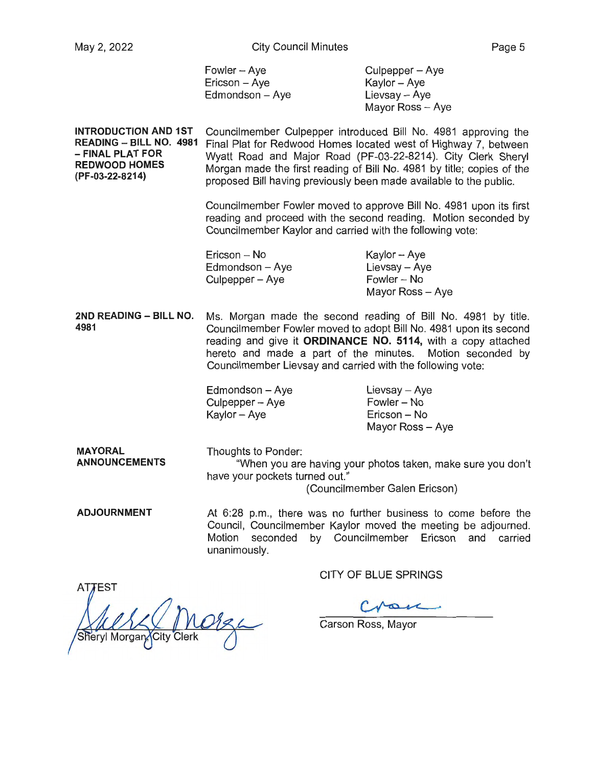| | |
|---|---|
| Fowler – Aye | Culpepper – Aye |
| Ericson – Aye | Kaylor – Aye |
| Edmondson – Aye | Lievsay – Aye |
| | Mayor Ross – Aye |

**INTRODUCTION AND 1ST READING – BILL NO. 4981 – FINAL PLAT FOR REDWOOD HOMES (PF-03-22-8214)**

Councilmember Culpepper introduced Bill No. 4981 approving the Final Plat for Redwood Homes located west of Highway 7, between Wyatt Road and Major Road (PF-03-22-8214). City Clerk Sheryl Morgan made the first reading of Bill No. 4981 by title; copies of the proposed Bill having previously been made available to the public.

Councilmember Fowler moved to approve Bill No. 4981 upon its first reading and proceed with the second reading. Motion seconded by Councilmember Kaylor and carried with the following vote:

| | |
|---|---|
| Ericson – No | Kaylor – Aye |
| Edmondson – Aye | Lievsay – Aye |
| Culpepper – Aye | Fowler – No |
| | Mayor Ross – Aye |

**2ND READING – BILL NO. 4981**

Ms. Morgan made the second reading of Bill No. 4981 by title. Councilmember Fowler moved to adopt Bill No. 4981 upon its second reading and give it **ORDINANCE NO. 5114,** with a copy attached hereto and made a part of the minutes. Motion seconded by Councilmember Lievsay and carried with the following vote:

| | |
|---|---|
| Edmondson – Aye | Lievsay – Aye |
| Culpepper – Aye | Fowler – No |
| Kaylor – Aye | Ericson – No |
| | Mayor Ross – Aye |

**MAYORAL ANNOUNCEMENTS**

Thoughts to Ponder:

"When you are having your photos taken, make sure you don't have your pockets turned out."

(Councilmember Galen Ericson)

**ADJOURNMENT**

At 6:28 p.m., there was no further business to come before the Council, Councilmember Kaylor moved the meeting be adjourned. Motion seconded by Councilmember Ericson and carried unanimously.

CITY OF BLUE SPRINGS

ATTEST

Sheryl Morgan, City Clerk

Carson Ross, Mayor